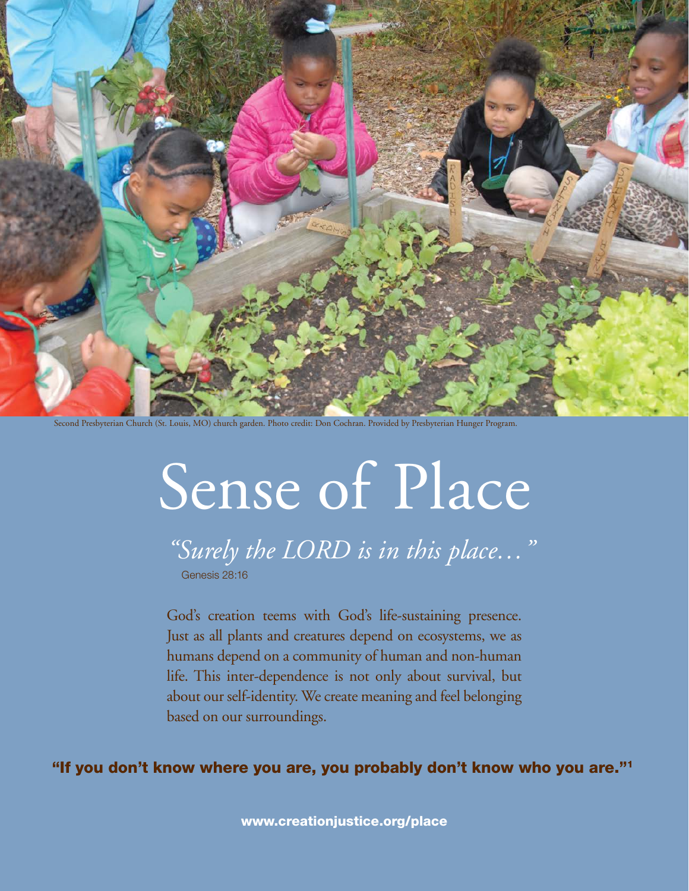Second Presbyterian Church (St. Louis, MO) church garden. Photo credit: Don Cochran. Provided by Presbyterian Hunger Program.

# Sense of Place

*"Surely the LORD is in this place…"*
Genesis 28:16

God's creation teems with God's life-sustaining presence. Just as all plants and creatures depend on ecosystems, we as humans depend on a community of human and non-human life. This inter-dependence is not only about survival, but about our self-identity. We create meaning and feel belonging based on our surroundings.

**"If you don't know where you are, you probably don't know who you are."[1]**

**www.creationjustice.org/place**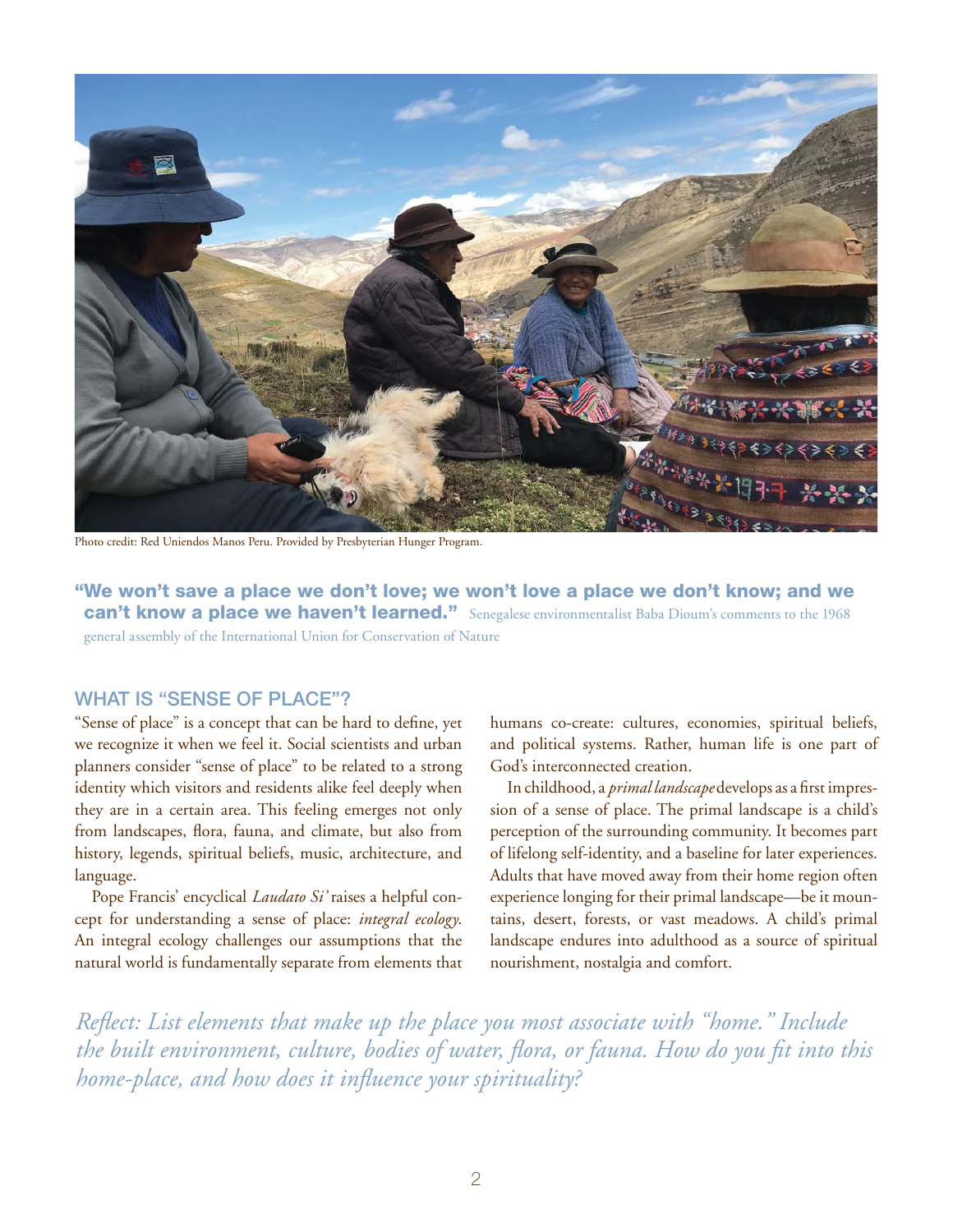Photo credit: Red Uniendos Manos Peru. Provided by Presbyterian Hunger Program.

**"We won't save a place we don't love; we won't love a place we don't know; and we can't know a place we haven't learned."** Senegalese environmentalist Baba Dioum's comments to the 1968 general assembly of the International Union for Conservation of Nature

## WHAT IS "SENSE OF PLACE"?

"Sense of place" is a concept that can be hard to define, yet we recognize it when we feel it. Social scientists and urban planners consider "sense of place" to be related to a strong identity which visitors and residents alike feel deeply when they are in a certain area. This feeling emerges not only from landscapes, flora, fauna, and climate, but also from history, legends, spiritual beliefs, music, architecture, and language.

Pope Francis' encyclical *Laudato Si'* raises a helpful concept for understanding a sense of place: *integral ecology*. An integral ecology challenges our assumptions that the natural world is fundamentally separate from elements that humans co-create: cultures, economies, spiritual beliefs, and political systems. Rather, human life is one part of God's interconnected creation.

In childhood, a *primal landscape* develops as a first impression of a sense of place. The primal landscape is a child's perception of the surrounding community. It becomes part of lifelong self-identity, and a baseline for later experiences. Adults that have moved away from their home region often experience longing for their primal landscape—be it mountains, desert, forests, or vast meadows. A child's primal landscape endures into adulthood as a source of spiritual nourishment, nostalgia and comfort.

*Reflect: List elements that make up the place you most associate with "home." Include the built environment, culture, bodies of water, flora, or fauna. How do you fit into this home-place, and how does it influence your spirituality?*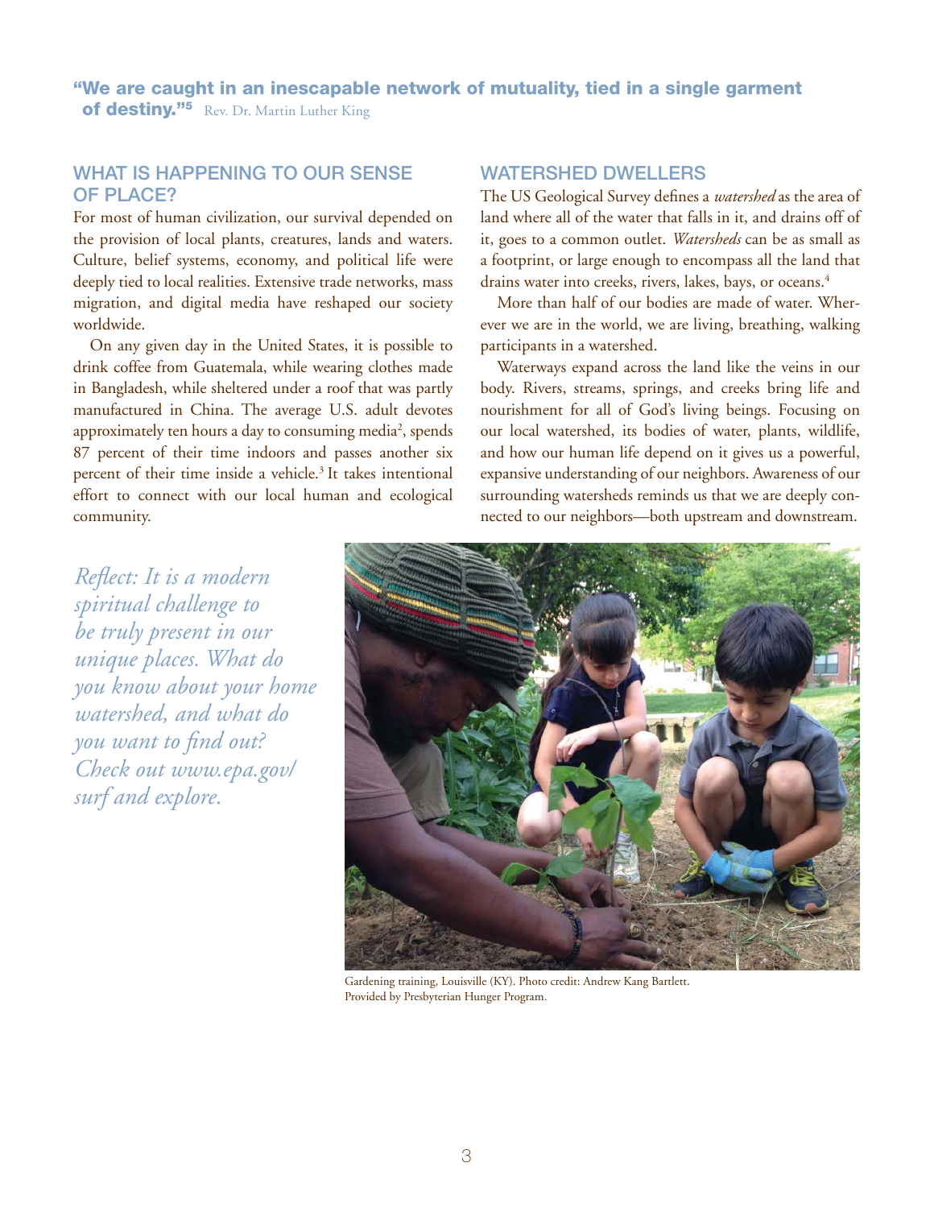**"We are caught in an inescapable network of mutuality, tied in a single garment of destiny."[5]** Rev. Dr. Martin Luther King

## WHAT IS HAPPENING TO OUR SENSE OF PLACE?

For most of human civilization, our survival depended on the provision of local plants, creatures, lands and waters. Culture, belief systems, economy, and political life were deeply tied to local realities. Extensive trade networks, mass migration, and digital media have reshaped our society worldwide.

On any given day in the United States, it is possible to drink coffee from Guatemala, while wearing clothes made in Bangladesh, while sheltered under a roof that was partly manufactured in China. The average U.S. adult devotes approximately ten hours a day to consuming media[2], spends 87 percent of their time indoors and passes another six percent of their time inside a vehicle.[3] It takes intentional effort to connect with our local human and ecological community.

## WATERSHED DWELLERS

The US Geological Survey defines a *watershed* as the area of land where all of the water that falls in it, and drains off of it, goes to a common outlet. *Watersheds* can be as small as a footprint, or large enough to encompass all the land that drains water into creeks, rivers, lakes, bays, or oceans.[4]

More than half of our bodies are made of water. Wherever we are in the world, we are living, breathing, walking participants in a watershed.

Waterways expand across the land like the veins in our body. Rivers, streams, springs, and creeks bring life and nourishment for all of God's living beings. Focusing on our local watershed, its bodies of water, plants, wildlife, and how our human life depend on it gives us a powerful, expansive understanding of our neighbors. Awareness of our surrounding watersheds reminds us that we are deeply connected to our neighbors—both upstream and downstream.

*Reflect: It is a modern spiritual challenge to be truly present in our unique places. What do you know about your home watershed, and what do you want to find out? Check out www.epa.gov/surf and explore.*

Gardening training, Louisville (KY). Photo credit: Andrew Kang Bartlett. Provided by Presbyterian Hunger Program.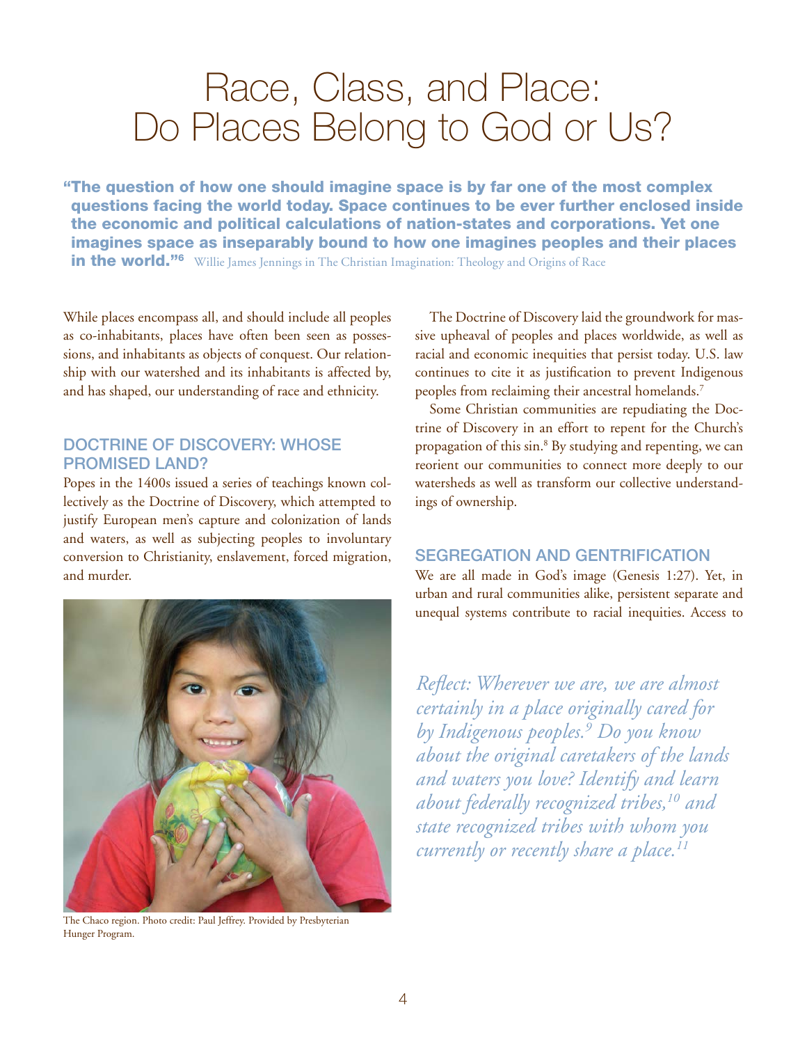# Race, Class, and Place: Do Places Belong to God or Us?

**"The question of how one should imagine space is by far one of the most complex questions facing the world today. Space continues to be ever further enclosed inside the economic and political calculations of nation-states and corporations. Yet one imagines space as inseparably bound to how one imagines peoples and their places in the world."[6]** Willie James Jennings in The Christian Imagination: Theology and Origins of Race

While places encompass all, and should include all peoples as co-inhabitants, places have often been seen as possessions, and inhabitants as objects of conquest. Our relationship with our watershed and its inhabitants is affected by, and has shaped, our understanding of race and ethnicity.

## DOCTRINE OF DISCOVERY: WHOSE PROMISED LAND?

Popes in the 1400s issued a series of teachings known collectively as the Doctrine of Discovery, which attempted to justify European men's capture and colonization of lands and waters, as well as subjecting peoples to involuntary conversion to Christianity, enslavement, forced migration, and murder.

The Chaco region. Photo credit: Paul Jeffrey. Provided by Presbyterian Hunger Program.

The Doctrine of Discovery laid the groundwork for massive upheaval of peoples and places worldwide, as well as racial and economic inequities that persist today. U.S. law continues to cite it as justification to prevent Indigenous peoples from reclaiming their ancestral homelands.[7]

Some Christian communities are repudiating the Doctrine of Discovery in an effort to repent for the Church's propagation of this sin.[8] By studying and repenting, we can reorient our communities to connect more deeply to our watersheds as well as transform our collective understandings of ownership.

## SEGREGATION AND GENTRIFICATION

We are all made in God's image (Genesis 1:27). Yet, in urban and rural communities alike, persistent separate and unequal systems contribute to racial inequities. Access to

*Reflect: Wherever we are, we are almost certainly in a place originally cared for by Indigenous peoples.[9] Do you know about the original caretakers of the lands and waters you love? Identify and learn about federally recognized tribes,[10] and state recognized tribes with whom you currently or recently share a place.[11]*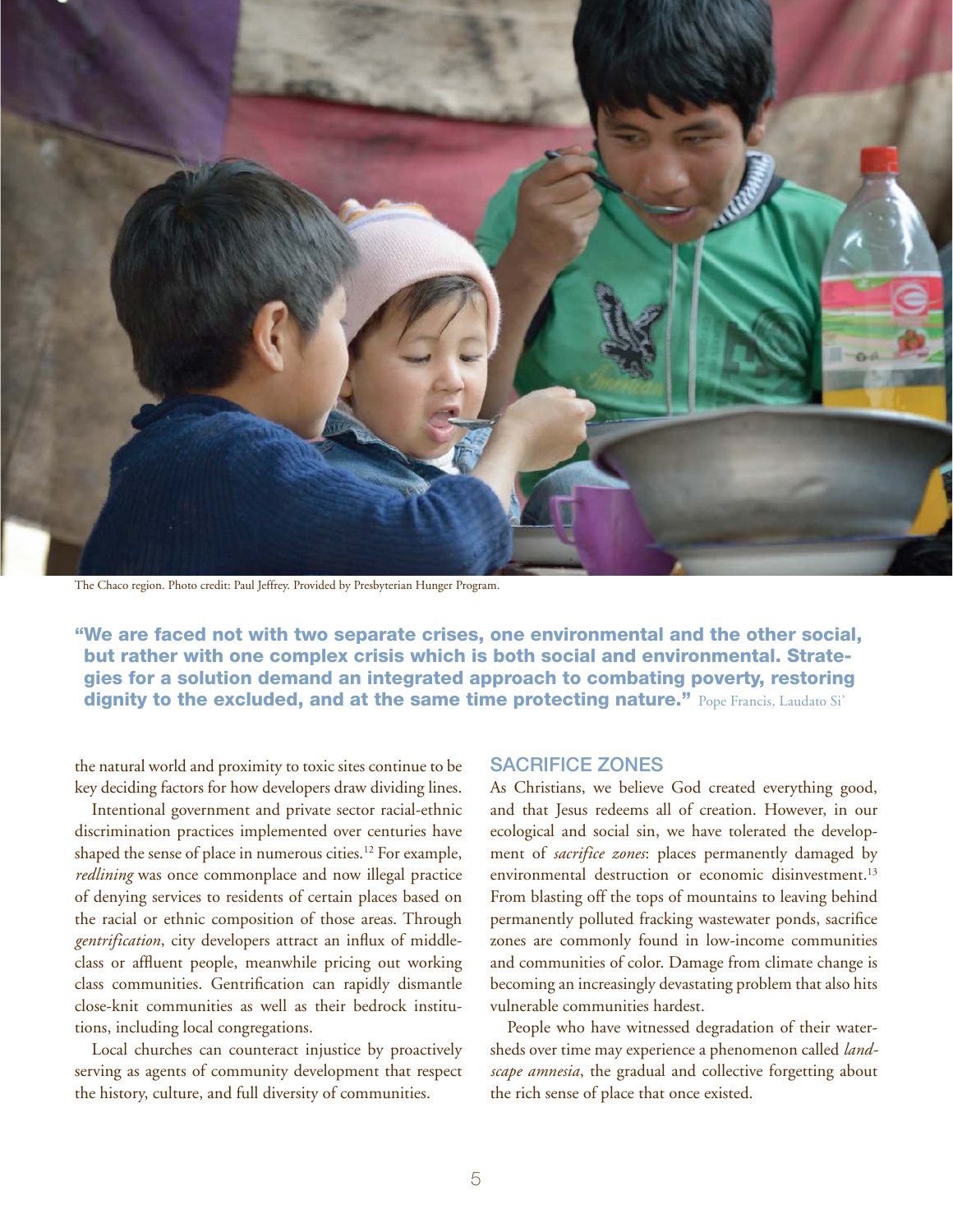The Chaco region. Photo credit: Paul Jeffrey. Provided by Presbyterian Hunger Program.

**"We are faced not with two separate crises, one environmental and the other social, but rather with one complex crisis which is both social and environmental. Strategies for a solution demand an integrated approach to combating poverty, restoring dignity to the excluded, and at the same time protecting nature."** Pope Francis, Laudato Si'

the natural world and proximity to toxic sites continue to be key deciding factors for how developers draw dividing lines.

Intentional government and private sector racial-ethnic discrimination practices implemented over centuries have shaped the sense of place in numerous cities.[12] For example, *redlining* was once commonplace and now illegal practice of denying services to residents of certain places based on the racial or ethnic composition of those areas. Through *gentrification*, city developers attract an influx of middle-class or affluent people, meanwhile pricing out working class communities. Gentrification can rapidly dismantle close-knit communities as well as their bedrock institutions, including local congregations.

Local churches can counteract injustice by proactively serving as agents of community development that respect the history, culture, and full diversity of communities.

## SACRIFICE ZONES

As Christians, we believe God created everything good, and that Jesus redeems all of creation. However, in our ecological and social sin, we have tolerated the development of *sacrifice zones*: places permanently damaged by environmental destruction or economic disinvestment.[13] From blasting off the tops of mountains to leaving behind permanently polluted fracking wastewater ponds, sacrifice zones are commonly found in low-income communities and communities of color. Damage from climate change is becoming an increasingly devastating problem that also hits vulnerable communities hardest.

People who have witnessed degradation of their watersheds over time may experience a phenomenon called *landscape amnesia*, the gradual and collective forgetting about the rich sense of place that once existed.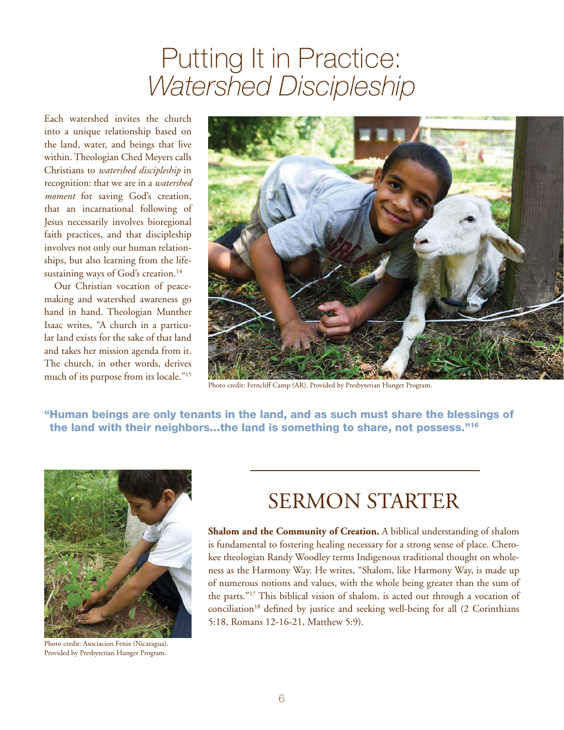# Putting It in Practice: *Watershed Discipleship*

Each watershed invites the church into a unique relationship based on the land, water, and beings that live within. Theologian Ched Meyers calls Christians to *watershed discipleship* in recognition: that we are in a *watershed moment* for saving God's creation, that an incarnational following of Jesus necessarily involves bioregional faith practices, and that discipleship involves not only our human relationships, but also learning from the life-sustaining ways of God's creation.[14]

Our Christian vocation of peacemaking and watershed awareness go hand in hand. Theologian Munther Isaac writes, "A church in a particular land exists for the sake of that land and takes her mission agenda from it. The church, in other words, derives much of its purpose from its locale."[15]

Photo credit: Ferncliff Camp (AR). Provided by Presbyterian Hunger Program.

**"Human beings are only tenants in the land, and as such must share the blessings of the land with their neighbors…the land is something to share, not possess."[16]**

Photo credit: Asociacion Fenix (Nicaragua). Provided by Presbyterian Hunger Program.

## SERMON STARTER

**Shalom and the Community of Creation.** A biblical understanding of shalom is fundamental to fostering healing necessary for a strong sense of place. Cherokee theologian Randy Woodley terms Indigenous traditional thought on wholeness as the Harmony Way. He writes, "Shalom, like Harmony Way, is made up of numerous notions and values, with the whole being greater than the sum of the parts."[17] This biblical vision of shalom, is acted out through a vocation of conciliation[18] defined by justice and seeking well-being for all (2 Corinthians 5:18, Romans 12-16-21, Matthew 5:9).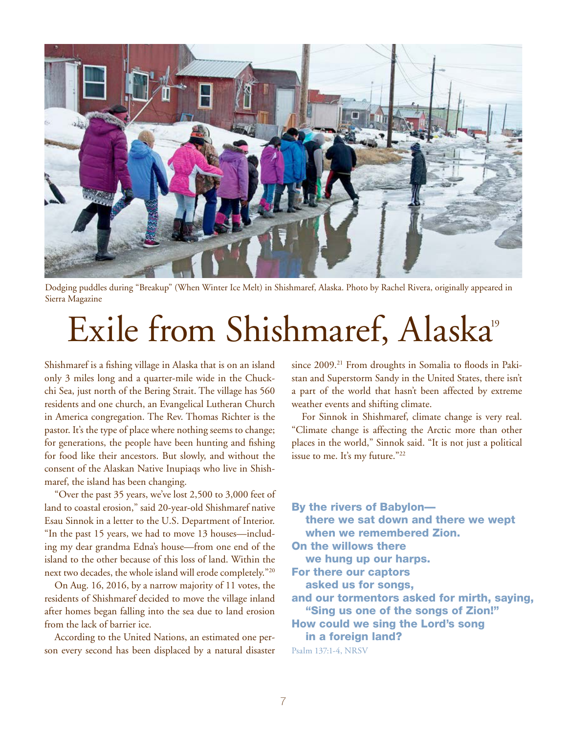Dodging puddles during "Breakup" (When Winter Ice Melt) in Shishmaref, Alaska. Photo by Rachel Rivera, originally appeared in Sierra Magazine

# Exile from Shishmaref, Alaska[19]

Shishmaref is a fishing village in Alaska that is on an island only 3 miles long and a quarter-mile wide in the Chukchi Sea, just north of the Bering Strait. The village has 560 residents and one church, an Evangelical Lutheran Church in America congregation. The Rev. Thomas Richter is the pastor. It's the type of place where nothing seems to change; for generations, the people have been hunting and fishing for food like their ancestors. But slowly, and without the consent of the Alaskan Native Inupiaqs who live in Shishmaref, the island has been changing.

"Over the past 35 years, we've lost 2,500 to 3,000 feet of land to coastal erosion," said 20-year-old Shishmaref native Esau Sinnok in a letter to the U.S. Department of Interior. "In the past 15 years, we had to move 13 houses—including my dear grandma Edna's house—from one end of the island to the other because of this loss of land. Within the next two decades, the whole island will erode completely."[20]

On Aug. 16, 2016, by a narrow majority of 11 votes, the residents of Shishmaref decided to move the village inland after homes began falling into the sea due to land erosion from the lack of barrier ice.

According to the United Nations, an estimated one person every second has been displaced by a natural disaster since 2009.[21] From droughts in Somalia to floods in Pakistan and Superstorm Sandy in the United States, there isn't a part of the world that hasn't been affected by extreme weather events and shifting climate.

For Sinnok in Shishmaref, climate change is very real. "Climate change is affecting the Arctic more than other places in the world," Sinnok said. "It is not just a political issue to me. It's my future."[22]

**By the rivers of Babylon—**
**there we sat down and there we wept**
**when we remembered Zion.**
**On the willows there**
**we hung up our harps.**
**For there our captors**
**asked us for songs,**
**and our tormentors asked for mirth, saying,**
**"Sing us one of the songs of Zion!"**
**How could we sing the Lord's song**
**in a foreign land?**

Psalm 137:1-4, NRSV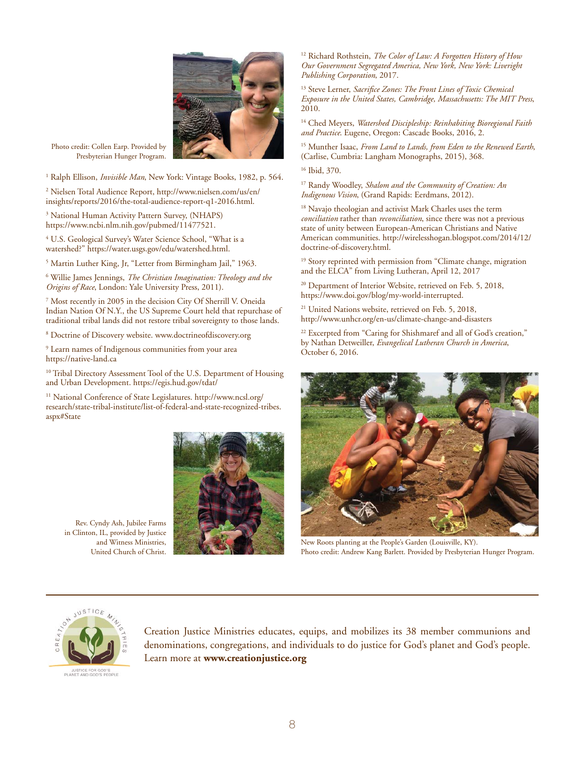Photo credit: Collen Earp. Provided by Presbyterian Hunger Program.

[1] Ralph Ellison, *Invisible Man*, New York: Vintage Books, 1982, p. 564.

[2] Nielsen Total Audience Report, http://www.nielsen.com/us/en/insights/reports/2016/the-total-audience-report-q1-2016.html.

[3] National Human Activity Pattern Survey, (NHAPS) https://www.ncbi.nlm.nih.gov/pubmed/11477521.

[4] U.S. Geological Survey's Water Science School, "What is a watershed?" https://water.usgs.gov/edu/watershed.html.

[5] Martin Luther King, Jr, "Letter from Birmingham Jail," 1963.

[6] Willie James Jennings, *The Christian Imagination: Theology and the Origins of Race*, London: Yale University Press, 2011).

[7] Most recently in 2005 in the decision City Of Sherrill V. Oneida Indian Nation Of N.Y., the US Supreme Court held that repurchase of traditional tribal lands did not restore tribal sovereignty to those lands.

[8] Doctrine of Discovery website. www.doctrineofdiscovery.org

[9] Learn names of Indigenous communities from your area https://native-land.ca

[10] Tribal Directory Assessment Tool of the U.S. Department of Housing and Urban Development. https://egis.hud.gov/tdat/

[11] National Conference of State Legislatures. http://www.ncsl.org/research/state-tribal-institute/list-of-federal-and-state-recognized-tribes.aspx#State

Rev. Cyndy Ash, Jubilee Farms in Clinton, IL, provided by Justice and Witness Ministries, United Church of Christ.

[12] Richard Rothstein, *The Color of Law: A Forgotten History of How Our Government Segregated America, New York, New York: Liveright Publishing Corporation*, 2017.

[13] Steve Lerner, *Sacrifice Zones: The Front Lines of Toxic Chemical Exposure in the United States, Cambridge, Massachusetts: The MIT Press*, 2010.

[14] Ched Meyers, *Watershed Discipleship: Reinhabiting Bioregional Faith and Practice*. Eugene, Oregon: Cascade Books, 2016, 2.

[15] Munther Isaac, *From Land to Lands, from Eden to the Renewed Earth*, (Carlise, Cumbria: Langham Monographs, 2015), 368.

[16] Ibid, 370.

[17] Randy Woodley, *Shalom and the Community of Creation: An Indigenous Vision*, (Grand Rapids: Eerdmans, 2012).

[18] Navajo theologian and activist Mark Charles uses the term *conciliation* rather than *reconciliation*, since there was not a previous state of unity between European-American Christians and Native American communities. http://wirelesshogan.blogspot.com/2014/12/doctrine-of-discovery.html.

[19] Story reprinted with permission from "Climate change, migration and the ELCA" from Living Lutheran, April 12, 2017

[20] Department of Interior Website, retrieved on Feb. 5, 2018, https://www.doi.gov/blog/my-world-interrupted.

[21] United Nations website, retrieved on Feb. 5, 2018, http://www.unhcr.org/en-us/climate-change-and-disasters

[22] Excerpted from "Caring for Shishmaref and all of God's creation," by Nathan Detweiller, *Evangelical Lutheran Church in America*, October 6, 2016.

New Roots planting at the People's Garden (Louisville, KY).
Photo credit: Andrew Kang Barlett. Provided by Presbyterian Hunger Program.

---

Creation Justice Ministries educates, equips, and mobilizes its 38 member communions and denominations, congregations, and individuals to do justice for God's planet and God's people. Learn more at **www.creationjustice.org**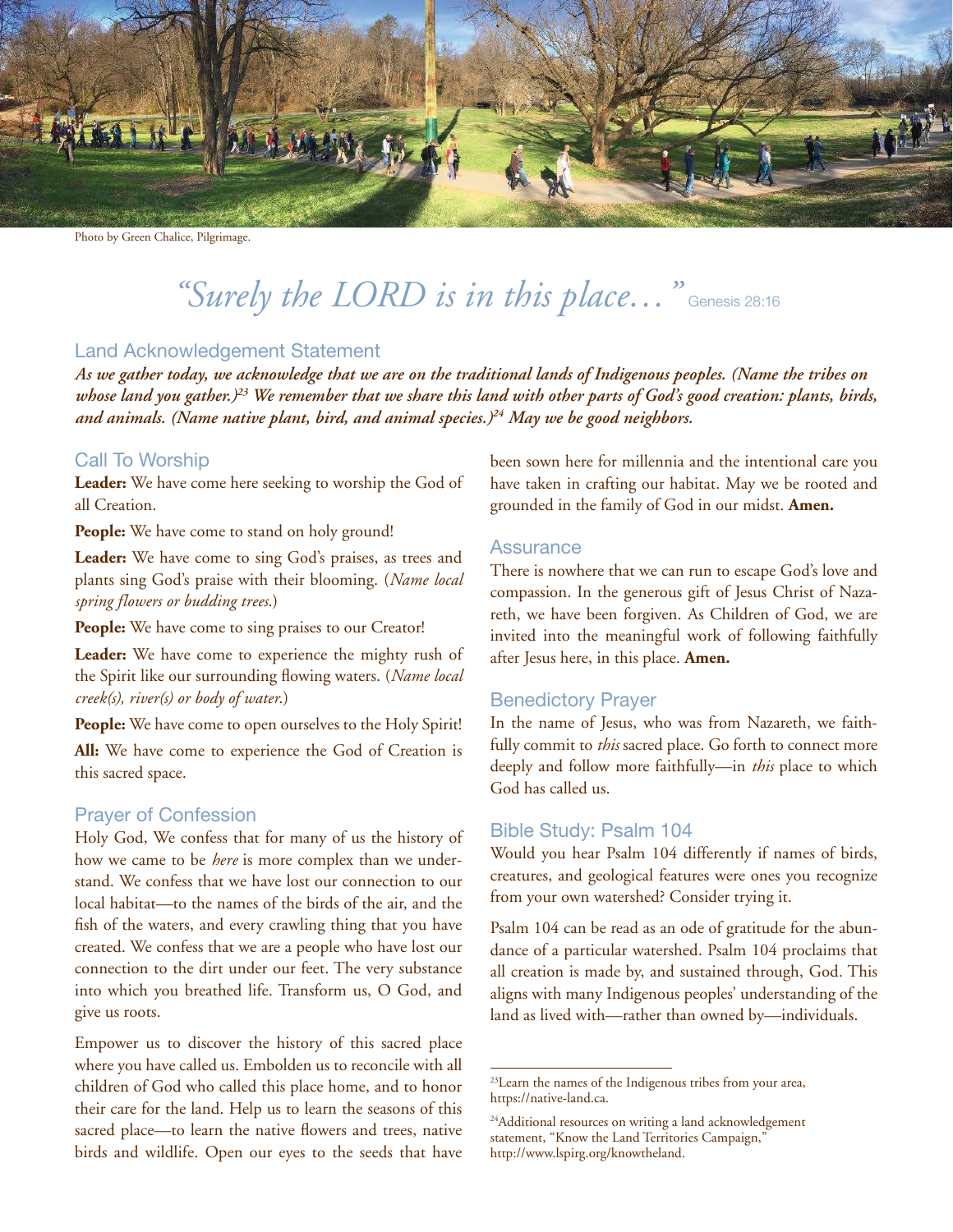Photo by Green Chalice, Pilgrimage.

# *"Surely the LORD is in this place…"* Genesis 28:16

## Land Acknowledgement Statement

***As we gather today, we acknowledge that we are on the traditional lands of Indigenous peoples. (Name the tribes on whose land you gather.)[23] We remember that we share this land with other parts of God's good creation: plants, birds, and animals. (Name native plant, bird, and animal species.)[24] May we be good neighbors.***

## Call To Worship

**Leader:** We have come here seeking to worship the God of all Creation.

**People:** We have come to stand on holy ground!

**Leader:** We have come to sing God's praises, as trees and plants sing God's praise with their blooming. (*Name local spring flowers or budding trees.*)

**People:** We have come to sing praises to our Creator!

**Leader:** We have come to experience the mighty rush of the Spirit like our surrounding flowing waters. (*Name local creek(s), river(s) or body of water.*)

**People:** We have come to open ourselves to the Holy Spirit!

**All:** We have come to experience the God of Creation is this sacred space.

## Prayer of Confession

Holy God, We confess that for many of us the history of how we came to be *here* is more complex than we understand. We confess that we have lost our connection to our local habitat—to the names of the birds of the air, and the fish of the waters, and every crawling thing that you have created. We confess that we are a people who have lost our connection to the dirt under our feet. The very substance into which you breathed life. Transform us, O God, and give us roots.

Empower us to discover the history of this sacred place where you have called us. Embolden us to reconcile with all children of God who called this place home, and to honor their care for the land. Help us to learn the seasons of this sacred place—to learn the native flowers and trees, native birds and wildlife. Open our eyes to the seeds that have been sown here for millennia and the intentional care you have taken in crafting our habitat. May we be rooted and grounded in the family of God in our midst. **Amen.**

## Assurance

There is nowhere that we can run to escape God's love and compassion. In the generous gift of Jesus Christ of Nazareth, we have been forgiven. As Children of God, we are invited into the meaningful work of following faithfully after Jesus here, in this place. **Amen.**

## Benedictory Prayer

In the name of Jesus, who was from Nazareth, we faithfully commit to *this* sacred place. Go forth to connect more deeply and follow more faithfully—in *this* place to which God has called us.

## Bible Study: Psalm 104

Would you hear Psalm 104 differently if names of birds, creatures, and geological features were ones you recognize from your own watershed? Consider trying it.

Psalm 104 can be read as an ode of gratitude for the abundance of a particular watershed. Psalm 104 proclaims that all creation is made by, and sustained through, God. This aligns with many Indigenous peoples' understanding of the land as lived with—rather than owned by—individuals.

---

[23] Learn the names of the Indigenous tribes from your area, https://native-land.ca.

[24] Additional resources on writing a land acknowledgement statement, "Know the Land Territories Campaign," http://www.lspirg.org/knowtheland.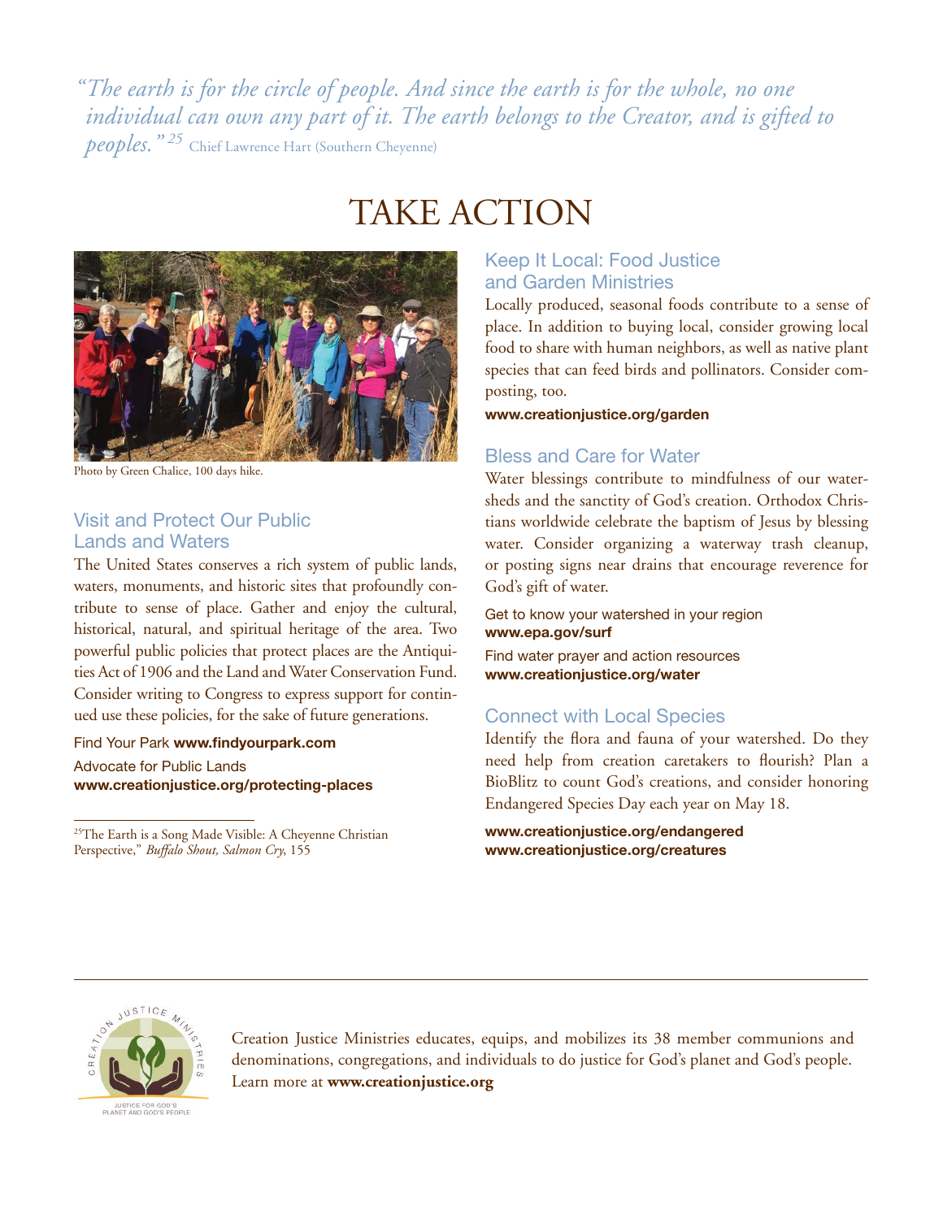*"The earth is for the circle of people. And since the earth is for the whole, no one individual can own any part of it. The earth belongs to the Creator, and is gifted to peoples."* [25] Chief Lawrence Hart (Southern Cheyenne)

# TAKE ACTION

Photo by Green Chalice, 100 days hike.

## Visit and Protect Our Public Lands and Waters

The United States conserves a rich system of public lands, waters, monuments, and historic sites that profoundly contribute to sense of place. Gather and enjoy the cultural, historical, natural, and spiritual heritage of the area. Two powerful public policies that protect places are the Antiquities Act of 1906 and the Land and Water Conservation Fund. Consider writing to Congress to express support for continued use these policies, for the sake of future generations.

Find Your Park **www.findyourpark.com**

Advocate for Public Lands
**www.creationjustice.org/protecting-places**

[25]The Earth is a Song Made Visible: A Cheyenne Christian Perspective," *Buffalo Shout, Salmon Cry*, 155

## Keep It Local: Food Justice and Garden Ministries

Locally produced, seasonal foods contribute to a sense of place. In addition to buying local, consider growing local food to share with human neighbors, as well as native plant species that can feed birds and pollinators. Consider composting, too.

**www.creationjustice.org/garden**

## Bless and Care for Water

Water blessings contribute to mindfulness of our watersheds and the sanctity of God's creation. Orthodox Christians worldwide celebrate the baptism of Jesus by blessing water. Consider organizing a waterway trash cleanup, or posting signs near drains that encourage reverence for God's gift of water.

Get to know your watershed in your region
**www.epa.gov/surf**

Find water prayer and action resources
**www.creationjustice.org/water**

## Connect with Local Species

Identify the flora and fauna of your watershed. Do they need help from creation caretakers to flourish? Plan a BioBlitz to count God's creations, and consider honoring Endangered Species Day each year on May 18.

**www.creationjustice.org/endangered**
**www.creationjustice.org/creatures**

CREATION JUSTICE MINISTRIES
JUSTICE FOR GOD'S PLANET AND GOD'S PEOPLE

Creation Justice Ministries educates, equips, and mobilizes its 38 member communions and denominations, congregations, and individuals to do justice for God's planet and God's people. Learn more at **www.creationjustice.org**